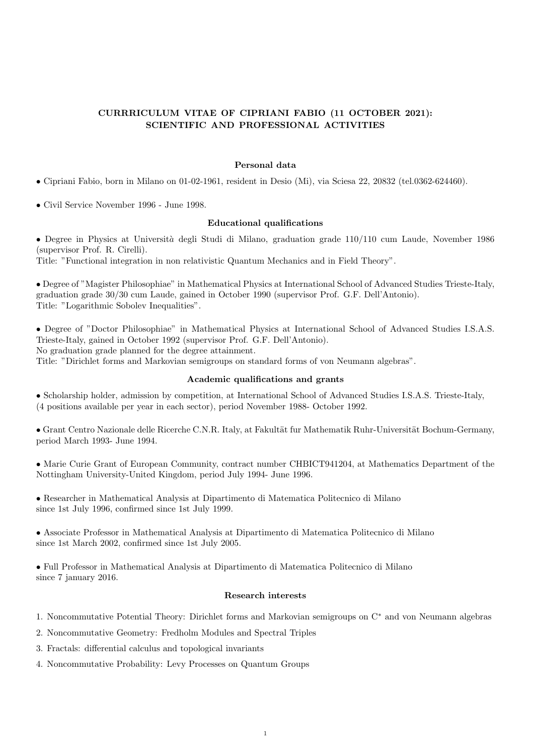# CURRRICULUM VITAE OF CIPRIANI FABIO (11 OCTOBER 2021): SCIENTIFIC AND PROFESSIONAL ACTIVITIES

## Personal data

- Cipriani Fabio, born in Milano on 01-02-1961, resident in Desio (Mi), via Sciesa 22, 20832 (tel.0362-624460).

- Civil Service November 1996 - June 1998.

## Educational qualifications

- Degree in Physics at Università degli Studi di Milano, graduation grade 110/110 cum Laude, November 1986 (supervisor Prof. R. Cirelli).
Title: "Functional integration in non relativistic Quantum Mechanics and in Field Theory".

- Degree of "Magister Philosophiae" in Mathematical Physics at International School of Advanced Studies Trieste-Italy, graduation grade 30/30 cum Laude, gained in October 1990 (supervisor Prof. G.F. Dell'Antonio).
Title: "Logarithmic Sobolev Inequalities".

- Degree of "Doctor Philosophiae" in Mathematical Physics at International School of Advanced Studies I.S.A.S. Trieste-Italy, gained in October 1992 (supervisor Prof. G.F. Dell'Antonio).
No graduation grade planned for the degree attainment.
Title: "Dirichlet forms and Markovian semigroups on standard forms of von Neumann algebras".

## Academic qualifications and grants

- Scholarship holder, admission by competition, at International School of Advanced Studies I.S.A.S. Trieste-Italy, (4 positions available per year in each sector), period November 1988- October 1992.

- Grant Centro Nazionale delle Ricerche C.N.R. Italy, at Fakultät fur Mathematik Ruhr-Universität Bochum-Germany, period March 1993- June 1994.

- Marie Curie Grant of European Community, contract number CHBICT941204, at Mathematics Department of the Nottingham University-United Kingdom, period July 1994- June 1996.

- Researcher in Mathematical Analysis at Dipartimento di Matematica Politecnico di Milano since 1st July 1996, confirmed since 1st July 1999.

- Associate Professor in Mathematical Analysis at Dipartimento di Matematica Politecnico di Milano since 1st March 2002, confirmed since 1st July 2005.

- Full Professor in Mathematical Analysis at Dipartimento di Matematica Politecnico di Milano since 7 january 2016.

## Research interests

1. Noncommutative Potential Theory: Dirichlet forms and Markovian semigroups on $C^*$ and von Neumann algebras
2. Noncommutative Geometry: Fredholm Modules and Spectral Triples
3. Fractals: differential calculus and topological invariants
4. Noncommutative Probability: Levy Processes on Quantum Groups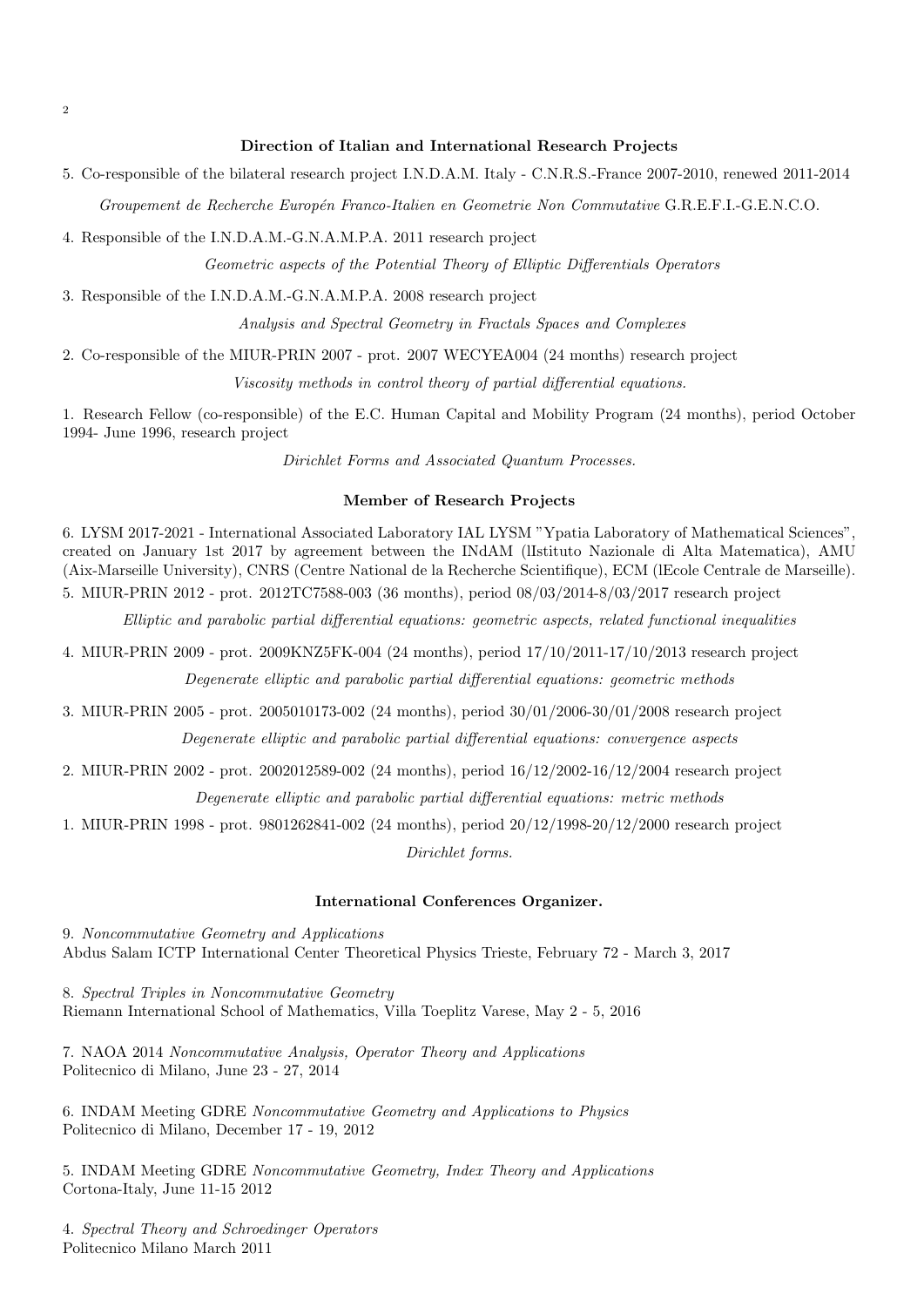### Direction of Italian and International Research Projects

5. Co-responsible of the bilateral research project I.N.D.A.M. Italy - C.N.R.S.-France 2007-2010, renewed 2011-2014

*Groupement de Recherche Europén Franco-Italien en Geometrie Non Commutative* G.R.E.F.I.-G.E.N.C.O.

4. Responsible of the I.N.D.A.M.-G.N.A.M.P.A. 2011 research project

*Geometric aspects of the Potential Theory of Elliptic Differentials Operators*

3. Responsible of the I.N.D.A.M.-G.N.A.M.P.A. 2008 research project

*Analysis and Spectral Geometry in Fractals Spaces and Complexes*

2. Co-responsible of the MIUR-PRIN 2007 - prot. 2007 WECYEA004 (24 months) research project

*Viscosity methods in control theory of partial differential equations.*

1. Research Fellow (co-responsible) of the E.C. Human Capital and Mobility Program (24 months), period October 1994- June 1996, research project

*Dirichlet Forms and Associated Quantum Processes.*

### Member of Research Projects

6. LYSM 2017-2021 - International Associated Laboratory IAL LYSM "Ypatia Laboratory of Mathematical Sciences", created on January 1st 2017 by agreement between the INdAM (lIstituto Nazionale di Alta Matematica), AMU (Aix-Marseille University), CNRS (Centre National de la Recherche Scientifique), ECM (lEcole Centrale de Marseille).

5. MIUR-PRIN 2012 - prot. 2012TC7588-003 (36 months), period 08/03/2014-8/03/2017 research project

*Elliptic and parabolic partial differential equations: geometric aspects, related functional inequalities*

4. MIUR-PRIN 2009 - prot. 2009KNZ5FK-004 (24 months), period 17/10/2011-17/10/2013 research project

*Degenerate elliptic and parabolic partial differential equations: geometric methods*

3. MIUR-PRIN 2005 - prot. 2005010173-002 (24 months), period 30/01/2006-30/01/2008 research project

*Degenerate elliptic and parabolic partial differential equations: convergence aspects*

2. MIUR-PRIN 2002 - prot. 2002012589-002 (24 months), period 16/12/2002-16/12/2004 research project

*Degenerate elliptic and parabolic partial differential equations: metric methods*

1. MIUR-PRIN 1998 - prot. 9801262841-002 (24 months), period 20/12/1998-20/12/2000 research project

*Dirichlet forms.*

### International Conferences Organizer.

9. *Noncommutative Geometry and Applications*
Abdus Salam ICTP International Center Theoretical Physics Trieste, February 72 - March 3, 2017

8. *Spectral Triples in Noncommutative Geometry*
Riemann International School of Mathematics, Villa Toeplitz Varese, May 2 - 5, 2016

7. NAOA 2014 *Noncommutative Analysis, Operator Theory and Applications*
Politecnico di Milano, June 23 - 27, 2014

6. INDAM Meeting GDRE *Noncommutative Geometry and Applications to Physics*
Politecnico di Milano, December 17 - 19, 2012

5. INDAM Meeting GDRE *Noncommutative Geometry, Index Theory and Applications*
Cortona-Italy, June 11-15 2012

4. *Spectral Theory and Schroedinger Operators*
Politecnico Milano March 2011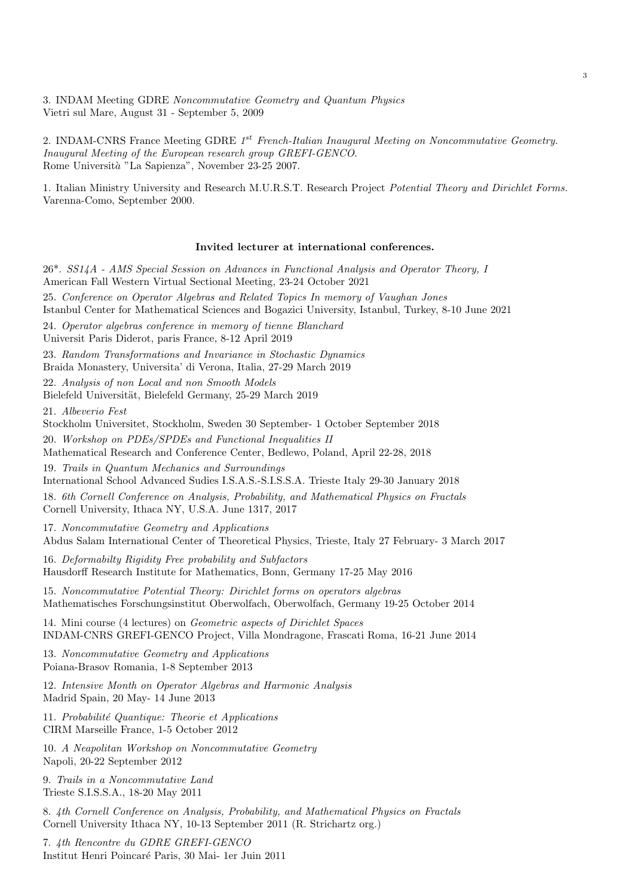3. INDAM Meeting GDRE *Noncommutative Geometry and Quantum Physics*
Vietri sul Mare, August 31 - September 5, 2009

2. INDAM-CNRS France Meeting GDRE *1st French-Italian Inaugural Meeting on Noncommutative Geometry. Inaugural Meeting of the European research group GREFI-GENCO.*
Rome Università "La Sapienza", November 23-25 2007.

1. Italian Ministry University and Research M.U.R.S.T. Research Project *Potential Theory and Dirichlet Forms.*
Varenna-Como, September 2000.

**Invited lecturer at international conferences.**

26*. *SS14A - AMS Special Session on Advances in Functional Analysis and Operator Theory, I*
American Fall Western Virtual Sectional Meeting, 23-24 October 2021

25. *Conference on Operator Algebras and Related Topics In memory of Vaughan Jones*
Istanbul Center for Mathematical Sciences and Bogazici University, Istanbul, Turkey, 8-10 June 2021

24. *Operator algebras conference in memory of tienne Blanchard*
Universit Paris Diderot, paris France, 8-12 April 2019

23. *Random Transformations and Invariance in Stochastic Dynamics*
Braida Monastery, Universita' di Verona, Italia, 27-29 March 2019

22. *Analysis of non Local and non Smooth Models*
Bielefeld Universität, Bielefeld Germany, 25-29 March 2019

21. *Albeverio Fest*
Stockholm Universitet, Stockholm, Sweden 30 September- 1 October September 2018

20. *Workshop on PDEs/SPDEs and Functional Inequalities II*
Mathematical Research and Conference Center, Bedlewo, Poland, April 22-28, 2018

19. *Trails in Quantum Mechanics and Surroundings*
International School Advanced Sudies I.S.A.S.-S.I.S.S.A. Trieste Italy 29-30 January 2018

18. *6th Cornell Conference on Analysis, Probability, and Mathematical Physics on Fractals*
Cornell University, Ithaca NY, U.S.A. June 1317, 2017

17. *Noncommutative Geometry and Applications*
Abdus Salam International Center of Theoretical Physics, Trieste, Italy 27 February- 3 March 2017

16. *Deformabilty Rigidity Free probability and Subfactors*
Hausdorff Research Institute for Mathematics, Bonn, Germany 17-25 May 2016

15. *Noncommutative Potential Theory: Dirichlet forms on operators algebras*
Mathematisches Forschungsinstitut Oberwolfach, Oberwolfach, Germany 19-25 October 2014

14. Mini course (4 lectures) on *Geometric aspects of Dirichlet Spaces*
INDAM-CNRS GREFI-GENCO Project, Villa Mondragone, Frascati Roma, 16-21 June 2014

13. *Noncommutative Geometry and Applications*
Poiana-Brasov Romania, 1-8 September 2013

12. *Intensive Month on Operator Algebras and Harmonic Analysis*
Madrid Spain, 20 May- 14 June 2013

11. *Probabilité Quantique: Theorie et Applications*
CIRM Marseille France, 1-5 October 2012

10. *A Neapolitan Workshop on Noncommutative Geometry*
Napoli, 20-22 September 2012

9. *Trails in a Noncommutative Land*
Trieste S.I.S.S.A., 18-20 May 2011

8. *4th Cornell Conference on Analysis, Probability, and Mathematical Physics on Fractals*
Cornell University Ithaca NY, 10-13 September 2011 (R. Strichartz org.)

7. *4th Rencontre du GDRE GREFI-GENCO*
Institut Henri Poincaré Paris, 30 Mai- 1er Juin 2011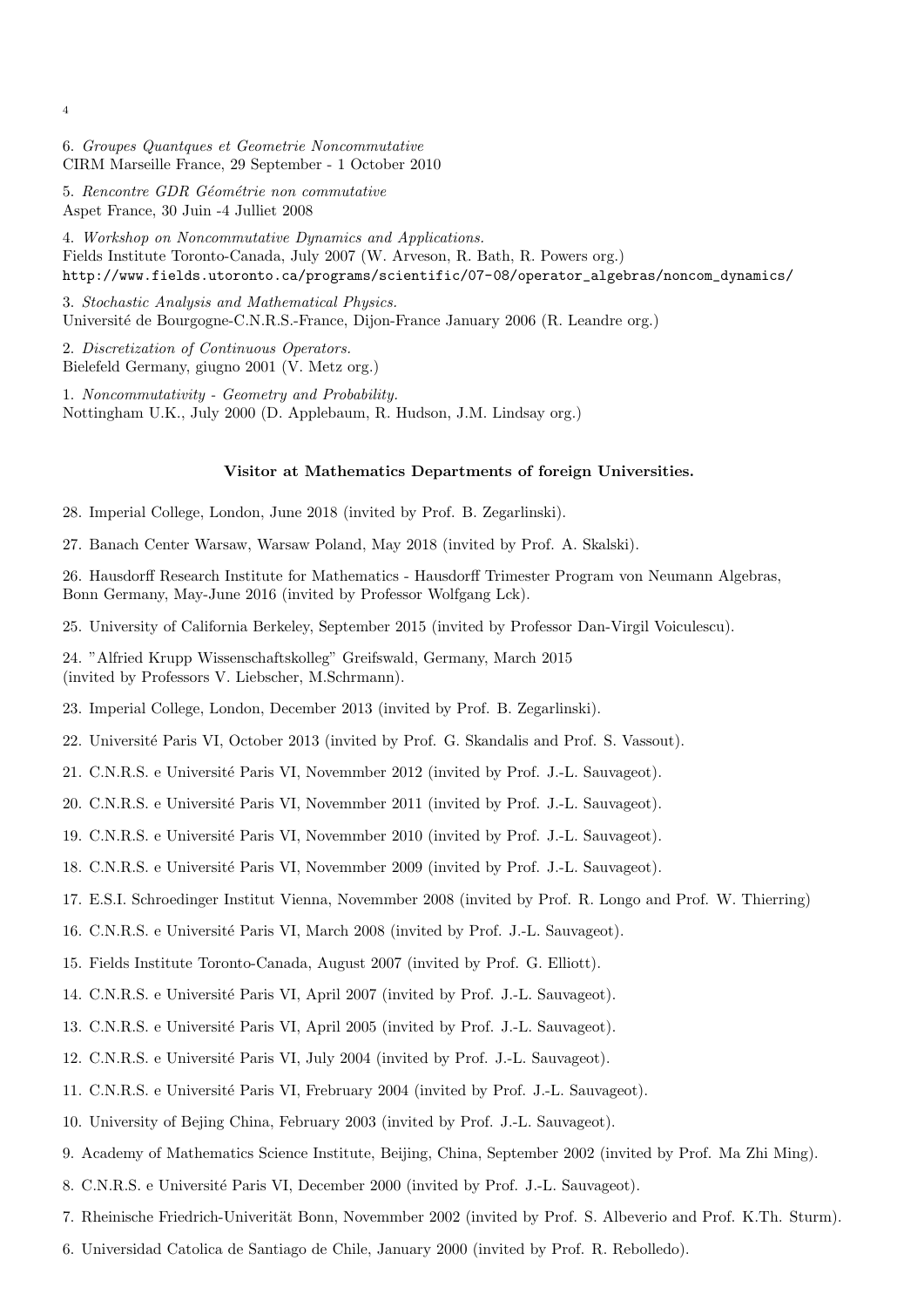6. *Groupes Quantques et Geometrie Noncommutative*
CIRM Marseille France, 29 September - 1 October 2010

5. *Rencontre GDR Géométrie non commutative*
Aspet France, 30 Juin -4 Julliet 2008

4. *Workshop on Noncommutative Dynamics and Applications.*
Fields Institute Toronto-Canada, July 2007 (W. Arveson, R. Bath, R. Powers org.)
`http://www.fields.utoronto.ca/programs/scientific/07-08/operator_algebras/noncom_dynamics/`

3. *Stochastic Analysis and Mathematical Physics.*
Université de Bourgogne-C.N.R.S.-France, Dijon-France January 2006 (R. Leandre org.)

2. *Discretization of Continuous Operators.*
Bielefeld Germany, giugno 2001 (V. Metz org.)

1. *Noncommutativity - Geometry and Probability.*
Nottingham U.K., July 2000 (D. Applebaum, R. Hudson, J.M. Lindsay org.)

**Visitor at Mathematics Departments of foreign Universities.**

28. Imperial College, London, June 2018 (invited by Prof. B. Zegarlinski).

27. Banach Center Warsaw, Warsaw Poland, May 2018 (invited by Prof. A. Skalski).

26. Hausdorff Research Institute for Mathematics - Hausdorff Trimester Program von Neumann Algebras, Bonn Germany, May-June 2016 (invited by Professor Wolfgang Lck).

25. University of California Berkeley, September 2015 (invited by Professor Dan-Virgil Voiculescu).

24. "Alfried Krupp Wissenschaftskolleg" Greifswald, Germany, March 2015 (invited by Professors V. Liebscher, M.Schrmann).

23. Imperial College, London, December 2013 (invited by Prof. B. Zegarlinski).

22. Université Paris VI, October 2013 (invited by Prof. G. Skandalis and Prof. S. Vassout).

21. C.N.R.S. e Université Paris VI, Novemmber 2012 (invited by Prof. J.-L. Sauvageot).

20. C.N.R.S. e Université Paris VI, Novemmber 2011 (invited by Prof. J.-L. Sauvageot).

19. C.N.R.S. e Université Paris VI, Novemmber 2010 (invited by Prof. J.-L. Sauvageot).

18. C.N.R.S. e Université Paris VI, Novemmber 2009 (invited by Prof. J.-L. Sauvageot).

17. E.S.I. Schroedinger Institut Vienna, Novemmber 2008 (invited by Prof. R. Longo and Prof. W. Thierring)

16. C.N.R.S. e Université Paris VI, March 2008 (invited by Prof. J.-L. Sauvageot).

15. Fields Institute Toronto-Canada, August 2007 (invited by Prof. G. Elliott).

14. C.N.R.S. e Université Paris VI, April 2007 (invited by Prof. J.-L. Sauvageot).

13. C.N.R.S. e Université Paris VI, April 2005 (invited by Prof. J.-L. Sauvageot).

12. C.N.R.S. e Université Paris VI, July 2004 (invited by Prof. J.-L. Sauvageot).

11. C.N.R.S. e Université Paris VI, Frebruary 2004 (invited by Prof. J.-L. Sauvageot).

10. University of Bejing China, February 2003 (invited by Prof. J.-L. Sauvageot).

9. Academy of Mathematics Science Institute, Beijing, China, September 2002 (invited by Prof. Ma Zhi Ming).

8. C.N.R.S. e Université Paris VI, December 2000 (invited by Prof. J.-L. Sauvageot).

7. Rheinische Friedrich-Univerität Bonn, Novemmber 2002 (invited by Prof. S. Albeverio and Prof. K.Th. Sturm).

6. Universidad Catolica de Santiago de Chile, January 2000 (invited by Prof. R. Rebolledo).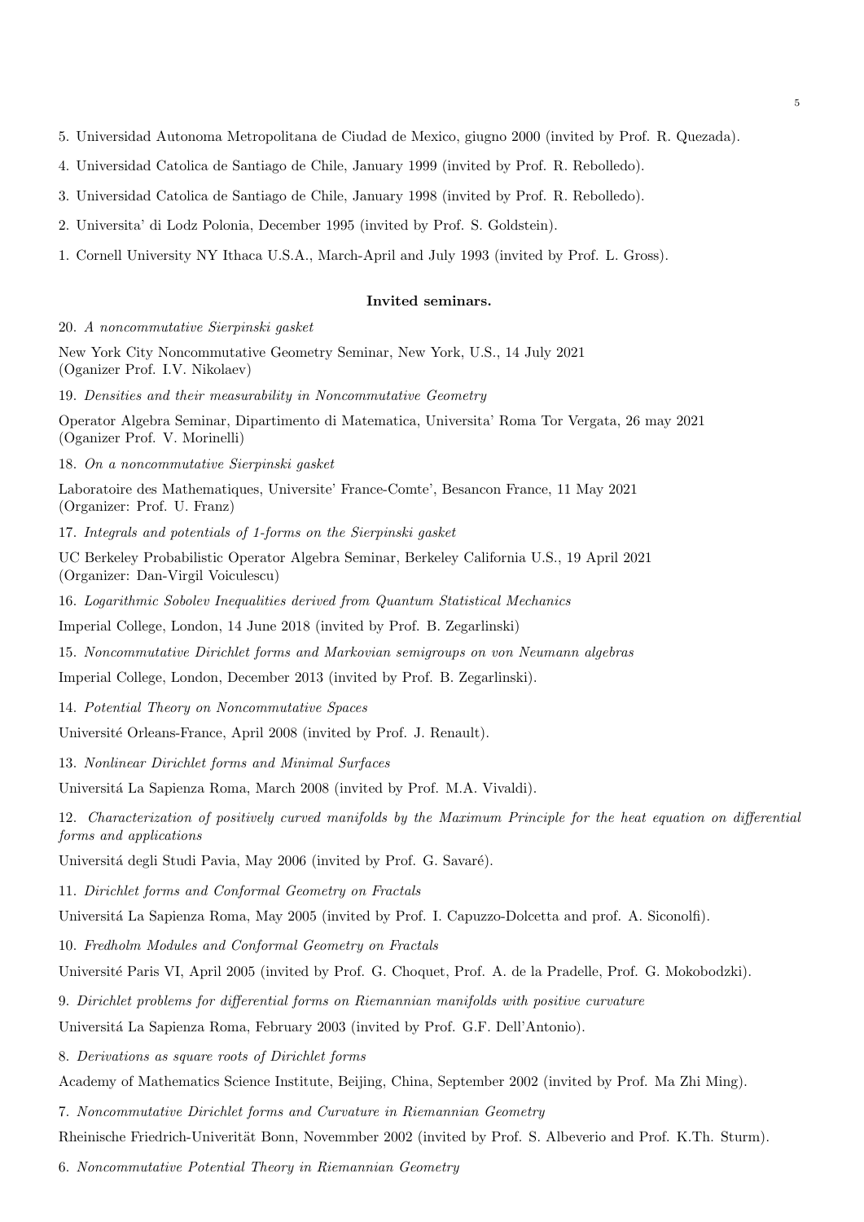5. Universidad Autonoma Metropolitana de Ciudad de Mexico, giugno 2000 (invited by Prof. R. Quezada).

4. Universidad Catolica de Santiago de Chile, January 1999 (invited by Prof. R. Rebolledo).

3. Universidad Catolica de Santiago de Chile, January 1998 (invited by Prof. R. Rebolledo).

2. Universita' di Lodz Polonia, December 1995 (invited by Prof. S. Goldstein).

1. Cornell University NY Ithaca U.S.A., March-April and July 1993 (invited by Prof. L. Gross).

**Invited seminars.**

20. *A noncommutative Sierpinski gasket*

New York City Noncommutative Geometry Seminar, New York, U.S., 14 July 2021
(Oganizer Prof. I.V. Nikolaev)

19. *Densities and their measurability in Noncommutative Geometry*

Operator Algebra Seminar, Dipartimento di Matematica, Universita' Roma Tor Vergata, 26 may 2021
(Oganizer Prof. V. Morinelli)

18. *On a noncommutative Sierpinski gasket*

Laboratoire des Mathematiques, Universite' France-Comte', Besancon France, 11 May 2021
(Organizer: Prof. U. Franz)

17. *Integrals and potentials of 1-forms on the Sierpinski gasket*

UC Berkeley Probabilistic Operator Algebra Seminar, Berkeley California U.S., 19 April 2021
(Organizer: Dan-Virgil Voiculescu)

16. *Logarithmic Sobolev Inequalities derived from Quantum Statistical Mechanics*

Imperial College, London, 14 June 2018 (invited by Prof. B. Zegarlinski)

15. *Noncommutative Dirichlet forms and Markovian semigroups on von Neumann algebras*

Imperial College, London, December 2013 (invited by Prof. B. Zegarlinski).

14. *Potential Theory on Noncommutative Spaces*

Université Orleans-France, April 2008 (invited by Prof. J. Renault).

13. *Nonlinear Dirichlet forms and Minimal Surfaces*

Universitá La Sapienza Roma, March 2008 (invited by Prof. M.A. Vivaldi).

12. *Characterization of positively curved manifolds by the Maximum Principle for the heat equation on differential forms and applications*

Universitá degli Studi Pavia, May 2006 (invited by Prof. G. Savaré).

11. *Dirichlet forms and Conformal Geometry on Fractals*

Universitá La Sapienza Roma, May 2005 (invited by Prof. I. Capuzzo-Dolcetta and prof. A. Siconolfi).

10. *Fredholm Modules and Conformal Geometry on Fractals*

Université Paris VI, April 2005 (invited by Prof. G. Choquet, Prof. A. de la Pradelle, Prof. G. Mokobodzki).

9. *Dirichlet problems for differential forms on Riemannian manifolds with positive curvature*

Universitá La Sapienza Roma, February 2003 (invited by Prof. G.F. Dell'Antonio).

8. *Derivations as square roots of Dirichlet forms*

Academy of Mathematics Science Institute, Beijing, China, September 2002 (invited by Prof. Ma Zhi Ming).

7. *Noncommutative Dirichlet forms and Curvature in Riemannian Geometry*

Rheinische Friedrich-Univerität Bonn, Novemmber 2002 (invited by Prof. S. Albeverio and Prof. K.Th. Sturm).

6. *Noncommutative Potential Theory in Riemannian Geometry*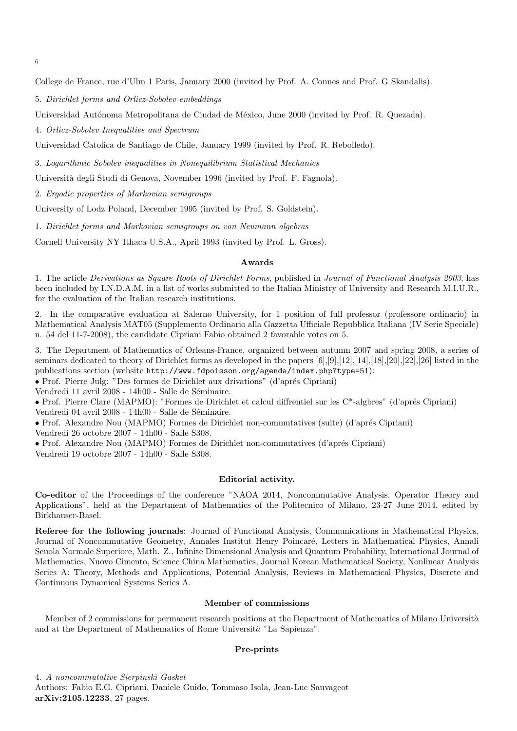College de France, rue d'Ulm 1 Paris, January 2000 (invited by Prof. A. Connes and Prof. G Skandalis).

5. *Dirichlet forms and Orlicz-Sobolev embeddings*

Universidad Autónoma Metropolitana de Ciudad de México, June 2000 (invited by Prof. R. Quezada).

4. *Orlicz-Sobolev Inequalities and Spectrum*

Universidad Catolica de Santiago de Chile, January 1999 (invited by Prof. R. Rebolledo).

3. *Logarithmic Sobolev inequalities in Nonequilibrium Statistical Mechanics*

Università degli Studi di Genova, November 1996 (invited by Prof. F. Fagnola).

2. *Ergodic properties of Markovian semigroups*

University of Lodz Poland, December 1995 (invited by Prof. S. Goldstein).

1. *Dirichlet forms and Markovian semigroups on von Neumann algebras*

Cornell University NY Ithaca U.S.A., April 1993 (invited by Prof. L. Gross).

## Awards

1. The article *Derivations as Square Roots of Dirichlet Forms*, published in *Journal of Functional Analysis 2003*, has been included by I.N.D.A.M. in a list of works submitted to the Italian Ministry of University and Research M.I.U.R., for the evaluation of the Italian research institutions.

2. In the comparative evaluation at Salerno University, for 1 position of full professor (professore ordinario) in Mathematical Analysis MAT05 (Supplemento Ordinario alla Gazzetta Ufficiale Repubblica Italiana (IV Serie Speciale) n. 54 del 11-7-2008), the candidate Cipriani Fabio obtained 2 favorable votes on 5.

3. The Department of Mathematics of Orleans-France, organized between autumn 2007 and spring 2008, a series of seminars dedicated to theory of Dirichlet forms as developed in the papers [6],[9],[12],[14],[18],[20],[22],[26] listed in the publications section (website `http://www.fdpoisson.org/agenda/index.php?type=51`):

- Prof. Pierre Julg: "Des formes de Dirichlet aux drivations" (d'aprés Cipriani)
Vendredi 11 avril 2008 - 14h00 - Salle de Séminaire.
- Prof. Pierre Clare (MAPMO): "Formes de Dirichlet et calcul diffrentiel sur les C*-algbres" (d'aprés Cipriani)
Vendredi 04 avril 2008 - 14h00 - Salle de Séminaire.
- Prof. Alexandre Nou (MAPMO) Formes de Dirichlet non-commutatives (suite) (d'aprés Cipriani)
Vendredi 26 octobre 2007 - 14h00 - Salle S308.
- Prof. Alexandre Nou (MAPMO) Formes de Dirichlet non-commutatives (d'aprés Cipriani)
Vendredi 19 octobre 2007 - 14h00 - Salle S308.

## Editorial activity.

**Co-editor** of the Proceedings of the conference "NAOA 2014, Noncommutative Analysis, Operator Theory and Applications", held at the Department of Mathematics of the Politecnico of Milano, 23-27 June 2014, edited by Birkhauser-Basel.

**Referee for the following journals**: Journal of Functional Analysis, Communications in Mathematical Physics, Journal of Noncommutative Geometry, Annales Institut Henry Poincaré, Letters in Mathematical Physics, Annali Scuola Normale Superiore, Math. Z., Infinite Dimensional Analysis and Quantum Probability, International Journal of Mathematics, Nuovo Cimento, Science China Mathematics, Journal Korean Mathematical Society, Nonlinear Analysis Series A: Theory, Methods and Applications, Potential Analysis, Reviews in Mathematical Physics, Discrete and Continuous Dynamical Systems Series A.

## Member of commissions

Member of 2 commissions for permanent research positions at the Department of Mathematics of Milano Università and at the Department of Mathematics of Rome Università "La Sapienza".

## Pre-prints

4. *A noncommutative Sierpinski Gasket*
Authors: Fabio E.G. Cipriani, Daniele Guido, Tommaso Isola, Jean-Luc Sauvageot
**arXiv:2105.12233**, 27 pages.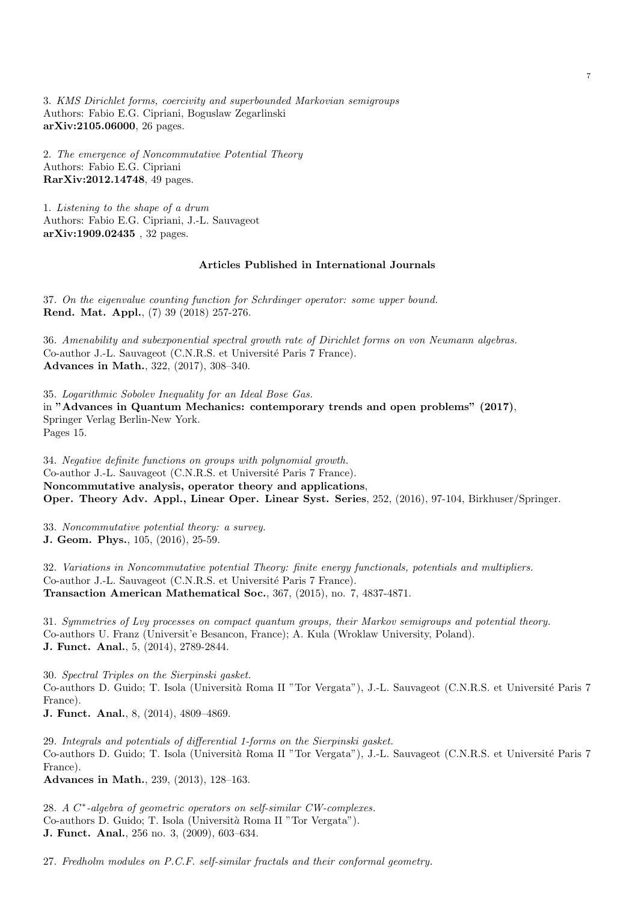3. *KMS Dirichlet forms, coercivity and superbounded Markovian semigroups*
Authors: Fabio E.G. Cipriani, Boguslaw Zegarlinski
**arXiv:2105.06000**, 26 pages.

2. *The emergence of Noncommutative Potential Theory*
Authors: Fabio E.G. Cipriani
**RarXiv:2012.14748**, 49 pages.

1. *Listening to the shape of a drum*
Authors: Fabio E.G. Cipriani, J.-L. Sauvageot
**arXiv:1909.02435** , 32 pages.

### Articles Published in International Journals

37. *On the eigenvalue counting function for Schrdinger operator: some upper bound.*
**Rend. Mat. Appl.**, (7) 39 (2018) 257-276.

36. *Amenability and subexponential spectral growth rate of Dirichlet forms on von Neumann algebras.*
Co-author J.-L. Sauvageot (C.N.R.S. et Université Paris 7 France).
**Advances in Math.**, 322, (2017), 308–340.

35. *Logarithmic Sobolev Inequality for an Ideal Bose Gas.*
in **"Advances in Quantum Mechanics: contemporary trends and open problems" (2017)**,
Springer Verlag Berlin-New York.
Pages 15.

34. *Negative definite functions on groups with polynomial growth.*
Co-author J.-L. Sauvageot (C.N.R.S. et Université Paris 7 France).
**Noncommutative analysis, operator theory and applications**,
**Oper. Theory Adv. Appl., Linear Oper. Linear Syst. Series**, 252, (2016), 97-104, Birkhuser/Springer.

33. *Noncommutative potential theory: a survey.*
**J. Geom. Phys.**, 105, (2016), 25-59.

32. *Variations in Noncommutative potential Theory: finite energy functionals, potentials and multipliers.*
Co-author J.-L. Sauvageot (C.N.R.S. et Université Paris 7 France).
**Transaction American Mathematical Soc.**, 367, (2015), no. 7, 4837-4871.

31. *Symmetries of Lvy processes on compact quantum groups, their Markov semigroups and potential theory.*
Co-authors U. Franz (Universit'e Besancon, France); A. Kula (Wroklaw University, Poland).
**J. Funct. Anal.**, 5, (2014), 2789-2844.

30. *Spectral Triples on the Sierpinski gasket.*
Co-authors D. Guido; T. Isola (Università Roma II "Tor Vergata"), J.-L. Sauvageot (C.N.R.S. et Université Paris 7 France).
**J. Funct. Anal.**, 8, (2014), 4809–4869.

29. *Integrals and potentials of differential 1-forms on the Sierpinski gasket.*
Co-authors D. Guido; T. Isola (Università Roma II "Tor Vergata"), J.-L. Sauvageot (C.N.R.S. et Université Paris 7 France).
**Advances in Math.**, 239, (2013), 128–163.

28. *A $C^*$-algebra of geometric operators on self-similar CW-complexes.*
Co-authors D. Guido; T. Isola (Università Roma II "Tor Vergata").
**J. Funct. Anal.**, 256 no. 3, (2009), 603–634.

27. *Fredholm modules on P.C.F. self-similar fractals and their conformal geometry.*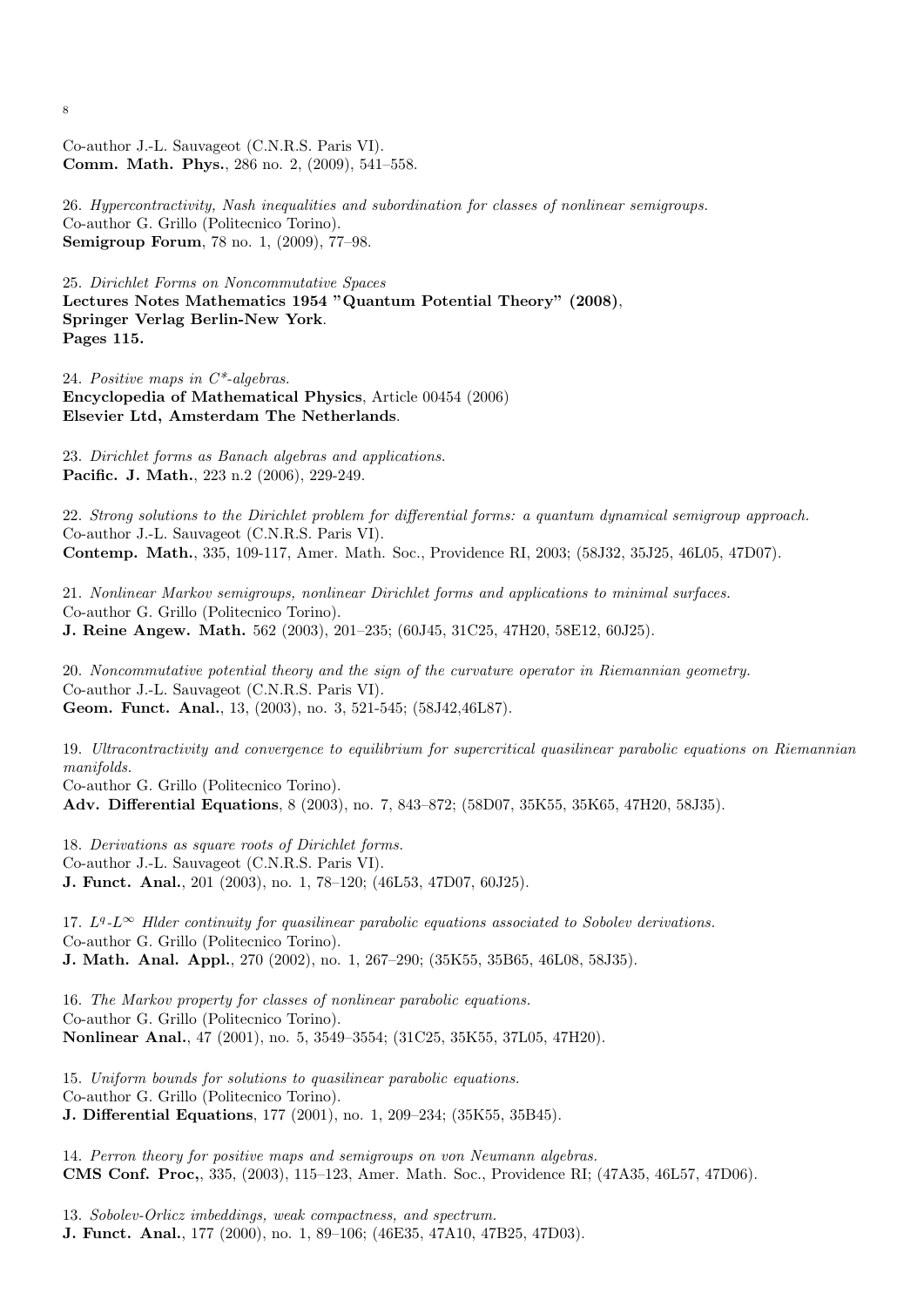Co-author J.-L. Sauvageot (C.N.R.S. Paris VI).
**Comm. Math. Phys.**, 286 no. 2, (2009), 541–558.

26. *Hypercontractivity, Nash inequalities and subordination for classes of nonlinear semigroups.*
Co-author G. Grillo (Politecnico Torino).
**Semigroup Forum**, 78 no. 1, (2009), 77–98.

25. *Dirichlet Forms on Noncommutative Spaces*
**Lectures Notes Mathematics 1954 "Quantum Potential Theory" (2008)**,
**Springer Verlag Berlin-New York**.
**Pages 115.**

24. *Positive maps in $C^*$-algebras.*
**Encyclopedia of Mathematical Physics**, Article 00454 (2006)
**Elsevier Ltd, Amsterdam The Netherlands**.

23. *Dirichlet forms as Banach algebras and applications.*
**Pacific. J. Math.**, 223 n.2 (2006), 229-249.

22. *Strong solutions to the Dirichlet problem for differential forms: a quantum dynamical semigroup approach.*
Co-author J.-L. Sauvageot (C.N.R.S. Paris VI).
**Contemp. Math.**, 335, 109-117, Amer. Math. Soc., Providence RI, 2003; (58J32, 35J25, 46L05, 47D07).

21. *Nonlinear Markov semigroups, nonlinear Dirichlet forms and applications to minimal surfaces.*
Co-author G. Grillo (Politecnico Torino).
**J. Reine Angew. Math.** 562 (2003), 201–235; (60J45, 31C25, 47H20, 58E12, 60J25).

20. *Noncommutative potential theory and the sign of the curvature operator in Riemannian geometry.*
Co-author J.-L. Sauvageot (C.N.R.S. Paris VI).
**Geom. Funct. Anal.**, 13, (2003), no. 3, 521-545; (58J42,46L87).

19. *Ultracontractivity and convergence to equilibrium for supercritical quasilinear parabolic equations on Riemannian manifolds.*
Co-author G. Grillo (Politecnico Torino).
**Adv. Differential Equations**, 8 (2003), no. 7, 843–872; (58D07, 35K55, 35K65, 47H20, 58J35).

18. *Derivations as square roots of Dirichlet forms.*
Co-author J.-L. Sauvageot (C.N.R.S. Paris VI).
**J. Funct. Anal.**, 201 (2003), no. 1, 78–120; (46L53, 47D07, 60J25).

17. *$L^q$-$L^\infty$ Hlder continuity for quasilinear parabolic equations associated to Sobolev derivations.*
Co-author G. Grillo (Politecnico Torino).
**J. Math. Anal. Appl.**, 270 (2002), no. 1, 267–290; (35K55, 35B65, 46L08, 58J35).

16. *The Markov property for classes of nonlinear parabolic equations.*
Co-author G. Grillo (Politecnico Torino).
**Nonlinear Anal.**, 47 (2001), no. 5, 3549–3554; (31C25, 35K55, 37L05, 47H20).

15. *Uniform bounds for solutions to quasilinear parabolic equations.*
Co-author G. Grillo (Politecnico Torino).
**J. Differential Equations**, 177 (2001), no. 1, 209–234; (35K55, 35B45).

14. *Perron theory for positive maps and semigroups on von Neumann algebras.*
**CMS Conf. Proc,**, 335, (2003), 115–123, Amer. Math. Soc., Providence RI; (47A35, 46L57, 47D06).

13. *Sobolev-Orlicz imbeddings, weak compactness, and spectrum.*
**J. Funct. Anal.**, 177 (2000), no. 1, 89–106; (46E35, 47A10, 47B25, 47D03).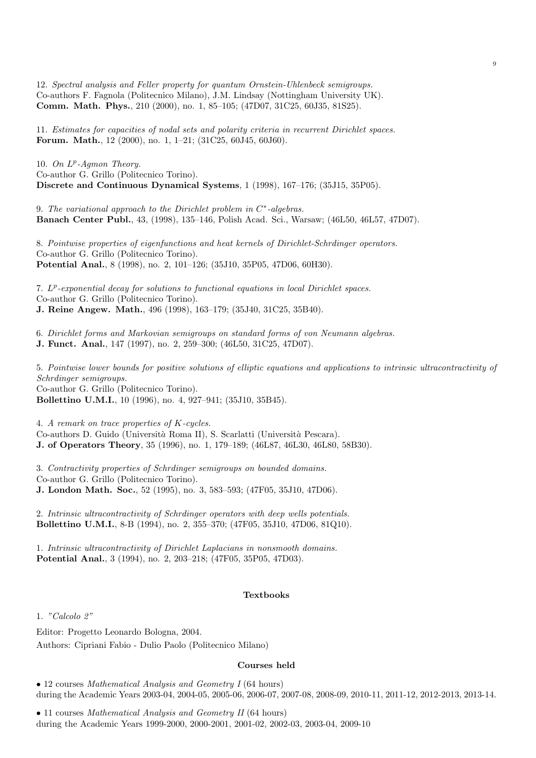12. *Spectral analysis and Feller property for quantum Ornstein-Uhlenbeck semigroups.*
Co-authors F. Fagnola (Politecnico Milano), J.M. Lindsay (Nottingham University UK).
**Comm. Math. Phys.**, 210 (2000), no. 1, 85–105; (47D07, 31C25, 60J35, 81S25).

11. *Estimates for capacities of nodal sets and polarity criteria in recurrent Dirichlet spaces.*
**Forum. Math.**, 12 (2000), no. 1, 1–21; (31C25, 60J45, 60J60).

10. *On $L^p$-Agmon Theory.*
Co-author G. Grillo (Politecnico Torino).
**Discrete and Continuous Dynamical Systems**, 1 (1998), 167–176; (35J15, 35P05).

9. *The variational approach to the Dirichlet problem in $C^*$-algebras.*
**Banach Center Publ.**, 43, (1998), 135–146, Polish Acad. Sci., Warsaw; (46L50, 46L57, 47D07).

8. *Pointwise properties of eigenfunctions and heat kernels of Dirichlet-Schrdinger operators.*
Co-author G. Grillo (Politecnico Torino).
**Potential Anal.**, 8 (1998), no. 2, 101–126; (35J10, 35P05, 47D06, 60H30).

7. *$L^p$-exponential decay for solutions to functional equations in local Dirichlet spaces.*
Co-author G. Grillo (Politecnico Torino).
**J. Reine Angew. Math.**, 496 (1998), 163–179; (35J40, 31C25, 35B40).

6. *Dirichlet forms and Markovian semigroups on standard forms of von Neumann algebras.*
**J. Funct. Anal.**, 147 (1997), no. 2, 259–300; (46L50, 31C25, 47D07).

5. *Pointwise lower bounds for positive solutions of elliptic equations and applications to intrinsic ultracontractivity of Schrdinger semigroups.*
Co-author G. Grillo (Politecnico Torino).
**Bollettino U.M.I.**, 10 (1996), no. 4, 927–941; (35J10, 35B45).

4. *A remark on trace properties of $K$-cycles.*
Co-authors D. Guido (Università Roma II), S. Scarlatti (Università Pescara).
**J. of Operators Theory**, 35 (1996), no. 1, 179–189; (46L87, 46L30, 46L80, 58B30).

3. *Contractivity properties of Schrdinger semigroups on bounded domains.*
Co-author G. Grillo (Politecnico Torino).
**J. London Math. Soc.**, 52 (1995), no. 3, 583–593; (47F05, 35J10, 47D06).

2. *Intrinsic ultracontractivity of Schrdinger operators with deep wells potentials.*
**Bollettino U.M.I.**, 8-B (1994), no. 2, 355–370; (47F05, 35J10, 47D06, 81Q10).

1. *Intrinsic ultracontractivity of Dirichlet Laplacians in nonsmooth domains.*
**Potential Anal.**, 3 (1994), no. 2, 203–218; (47F05, 35P05, 47D03).

## Textbooks

1. *"Calcolo 2"*

Editor: Progetto Leonardo Bologna, 2004.

Authors: Cipriani Fabio - Dulio Paolo (Politecnico Milano)

## Courses held

• 12 courses *Mathematical Analysis and Geometry I* (64 hours)
during the Academic Years 2003-04, 2004-05, 2005-06, 2006-07, 2007-08, 2008-09, 2010-11, 2011-12, 2012-2013, 2013-14.

• 11 courses *Mathematical Analysis and Geometry II* (64 hours)
during the Academic Years 1999-2000, 2000-2001, 2001-02, 2002-03, 2003-04, 2009-10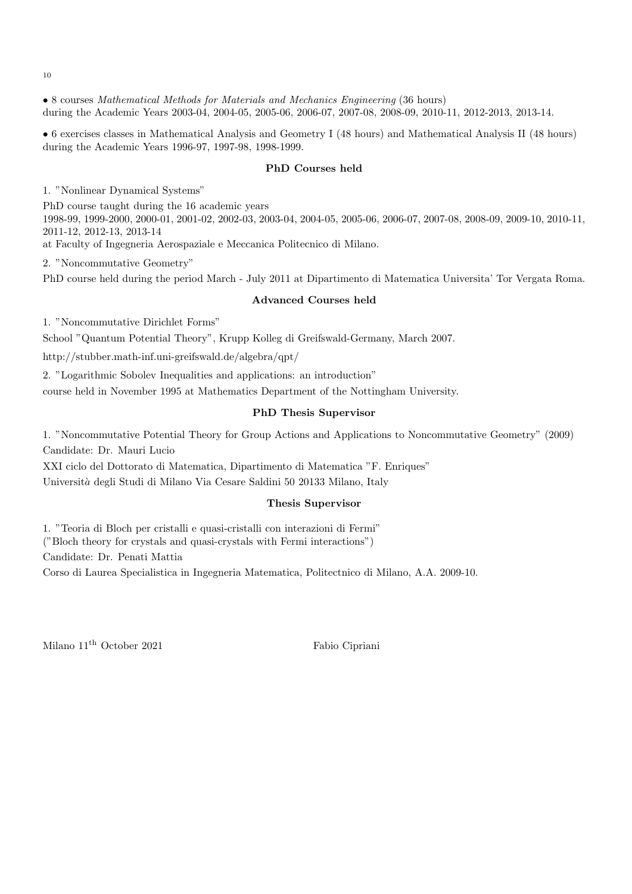• 8 courses *Mathematical Methods for Materials and Mechanics Engineering* (36 hours)
during the Academic Years 2003-04, 2004-05, 2005-06, 2006-07, 2007-08, 2008-09, 2010-11, 2012-2013, 2013-14.

• 6 exercises classes in Mathematical Analysis and Geometry I (48 hours) and Mathematical Analysis II (48 hours) during the Academic Years 1996-97, 1997-98, 1998-1999.

### PhD Courses held

1. "Nonlinear Dynamical Systems"

PhD course taught during the 16 academic years
1998-99, 1999-2000, 2000-01, 2001-02, 2002-03, 2003-04, 2004-05, 2005-06, 2006-07, 2007-08, 2008-09, 2009-10, 2010-11, 2011-12, 2012-13, 2013-14
at Faculty of Ingegneria Aerospaziale e Meccanica Politecnico di Milano.

2. "Noncommutative Geometry"

PhD course held during the period March - July 2011 at Dipartimento di Matematica Universita' Tor Vergata Roma.

### Advanced Courses held

1. "Noncommutative Dirichlet Forms"

School "Quantum Potential Theory", Krupp Kolleg di Greifswald-Germany, March 2007.

http://stubber.math-inf.uni-greifswald.de/algebra/qpt/

2. "Logarithmic Sobolev Inequalities and applications: an introduction"

course held in November 1995 at Mathematics Department of the Nottingham University.

### PhD Thesis Supervisor

1. "Noncommutative Potential Theory for Group Actions and Applications to Noncommutative Geometry" (2009)
Candidate: Dr. Mauri Lucio
XXI ciclo del Dottorato di Matematica, Dipartimento di Matematica "F. Enriques"
Università degli Studi di Milano Via Cesare Saldini 50 20133 Milano, Italy

### Thesis Supervisor

1. "Teoria di Bloch per cristalli e quasi-cristalli con interazioni di Fermi"
("Bloch theory for crystals and quasi-crystals with Fermi interactions")
Candidate: Dr. Penati Mattia
Corso di Laurea Specialistica in Ingegneria Matematica, Politectnico di Milano, A.A. 2009-10.

Milano 11th October 2021 Fabio Cipriani